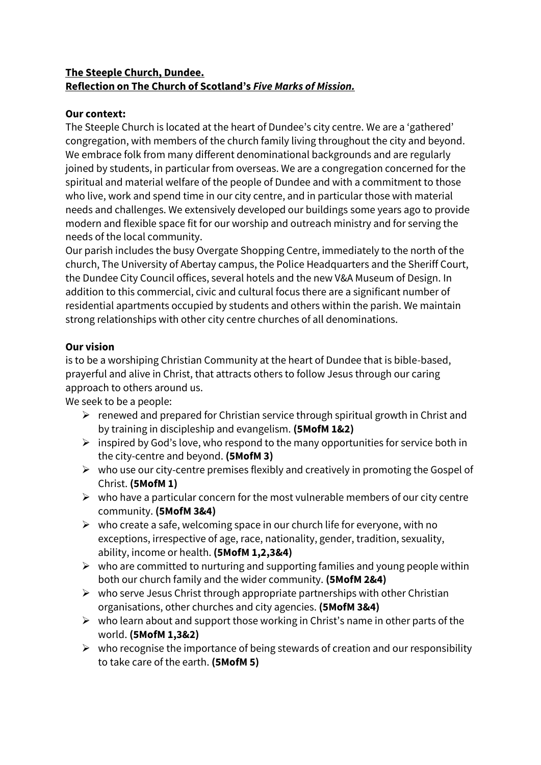**The Steeple Church, Dundee.**
**Reflection on The Church of Scotland's *Five Marks of Mission.***

**Our context:**

The Steeple Church is located at the heart of Dundee's city centre. We are a 'gathered' congregation, with members of the church family living throughout the city and beyond. We embrace folk from many different denominational backgrounds and are regularly joined by students, in particular from overseas. We are a congregation concerned for the spiritual and material welfare of the people of Dundee and with a commitment to those who live, work and spend time in our city centre, and in particular those with material needs and challenges. We extensively developed our buildings some years ago to provide modern and flexible space fit for our worship and outreach ministry and for serving the needs of the local community.

Our parish includes the busy Overgate Shopping Centre, immediately to the north of the church, The University of Abertay campus, the Police Headquarters and the Sheriff Court, the Dundee City Council offices, several hotels and the new V&A Museum of Design. In addition to this commercial, civic and cultural focus there are a significant number of residential apartments occupied by students and others within the parish. We maintain strong relationships with other city centre churches of all denominations.

**Our vision**

is to be a worshiping Christian Community at the heart of Dundee that is bible-based, prayerful and alive in Christ, that attracts others to follow Jesus through our caring approach to others around us.

We seek to be a people:

- renewed and prepared for Christian service through spiritual growth in Christ and by training in discipleship and evangelism. **(5MofM 1&2)**
- inspired by God's love, who respond to the many opportunities for service both in the city-centre and beyond. **(5MofM 3)**
- who use our city-centre premises flexibly and creatively in promoting the Gospel of Christ. **(5MofM 1)**
- who have a particular concern for the most vulnerable members of our city centre community. **(5MofM 3&4)**
- who create a safe, welcoming space in our church life for everyone, with no exceptions, irrespective of age, race, nationality, gender, tradition, sexuality, ability, income or health. **(5MofM 1,2,3&4)**
- who are committed to nurturing and supporting families and young people within both our church family and the wider community. **(5MofM 2&4)**
- who serve Jesus Christ through appropriate partnerships with other Christian organisations, other churches and city agencies. **(5MofM 3&4)**
- who learn about and support those working in Christ's name in other parts of the world. **(5MofM 1,3&2)**
- who recognise the importance of being stewards of creation and our responsibility to take care of the earth. **(5MofM 5)**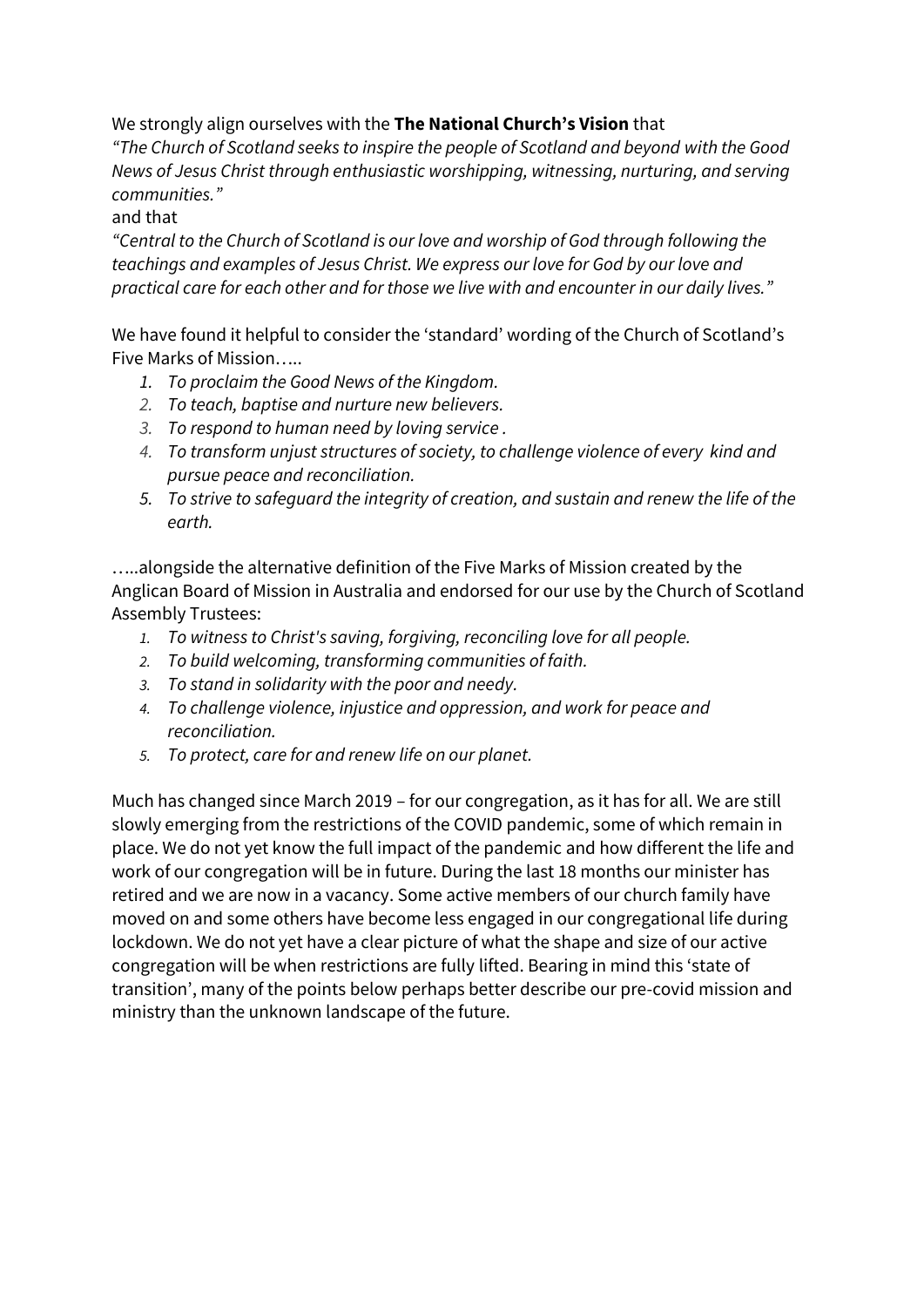We strongly align ourselves with the **The National Church's Vision** that
*"The Church of Scotland seeks to inspire the people of Scotland and beyond with the Good News of Jesus Christ through enthusiastic worshipping, witnessing, nurturing, and serving communities."*
and that
*"Central to the Church of Scotland is our love and worship of God through following the teachings and examples of Jesus Christ. We express our love for God by our love and practical care for each other and for those we live with and encounter in our daily lives."*

We have found it helpful to consider the 'standard' wording of the Church of Scotland's Five Marks of Mission…..

1. *To proclaim the Good News of the Kingdom.*
2. *To teach, baptise and nurture new believers.*
3. *To respond to human need by loving service .*
4. *To transform unjust structures of society, to challenge violence of every kind and pursue peace and reconciliation.*
5. *To strive to safeguard the integrity of creation, and sustain and renew the life of the earth.*

…..alongside the alternative definition of the Five Marks of Mission created by the Anglican Board of Mission in Australia and endorsed for our use by the Church of Scotland Assembly Trustees:

1. *To witness to Christ's saving, forgiving, reconciling love for all people.*
2. *To build welcoming, transforming communities of faith.*
3. *To stand in solidarity with the poor and needy.*
4. *To challenge violence, injustice and oppression, and work for peace and reconciliation.*
5. *To protect, care for and renew life on our planet.*

Much has changed since March 2019 – for our congregation, as it has for all. We are still slowly emerging from the restrictions of the COVID pandemic, some of which remain in place. We do not yet know the full impact of the pandemic and how different the life and work of our congregation will be in future. During the last 18 months our minister has retired and we are now in a vacancy. Some active members of our church family have moved on and some others have become less engaged in our congregational life during lockdown. We do not yet have a clear picture of what the shape and size of our active congregation will be when restrictions are fully lifted. Bearing in mind this 'state of transition', many of the points below perhaps better describe our pre-covid mission and ministry than the unknown landscape of the future.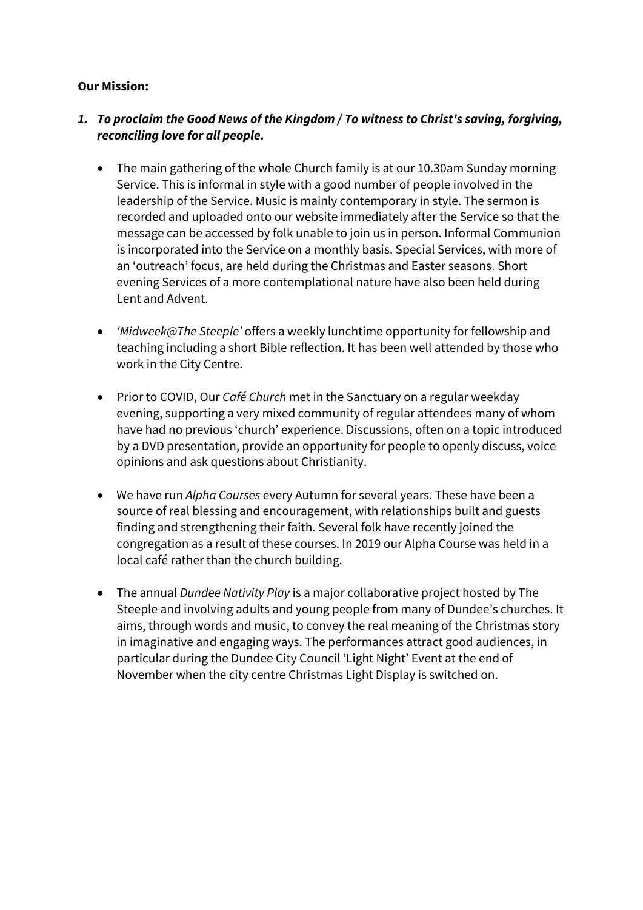**Our Mission:**

1. ***To proclaim the Good News of the Kingdom / To witness to Christ's saving, forgiving, reconciling love for all people.***

    - The main gathering of the whole Church family is at our 10.30am Sunday morning Service. This is informal in style with a good number of people involved in the leadership of the Service. Music is mainly contemporary in style. The sermon is recorded and uploaded onto our website immediately after the Service so that the message can be accessed by folk unable to join us in person. Informal Communion is incorporated into the Service on a monthly basis. Special Services, with more of an 'outreach' focus, are held during the Christmas and Easter seasons. Short evening Services of a more contemplational nature have also been held during Lent and Advent.

    - *'Midweek@The Steeple'* offers a weekly lunchtime opportunity for fellowship and teaching including a short Bible reflection. It has been well attended by those who work in the City Centre.

    - Prior to COVID, Our *Café Church* met in the Sanctuary on a regular weekday evening, supporting a very mixed community of regular attendees many of whom have had no previous 'church' experience. Discussions, often on a topic introduced by a DVD presentation, provide an opportunity for people to openly discuss, voice opinions and ask questions about Christianity.

    - We have run *Alpha Courses* every Autumn for several years. These have been a source of real blessing and encouragement, with relationships built and guests finding and strengthening their faith. Several folk have recently joined the congregation as a result of these courses. In 2019 our Alpha Course was held in a local café rather than the church building.

    - The annual *Dundee Nativity Play* is a major collaborative project hosted by The Steeple and involving adults and young people from many of Dundee's churches. It aims, through words and music, to convey the real meaning of the Christmas story in imaginative and engaging ways. The performances attract good audiences, in particular during the Dundee City Council 'Light Night' Event at the end of November when the city centre Christmas Light Display is switched on.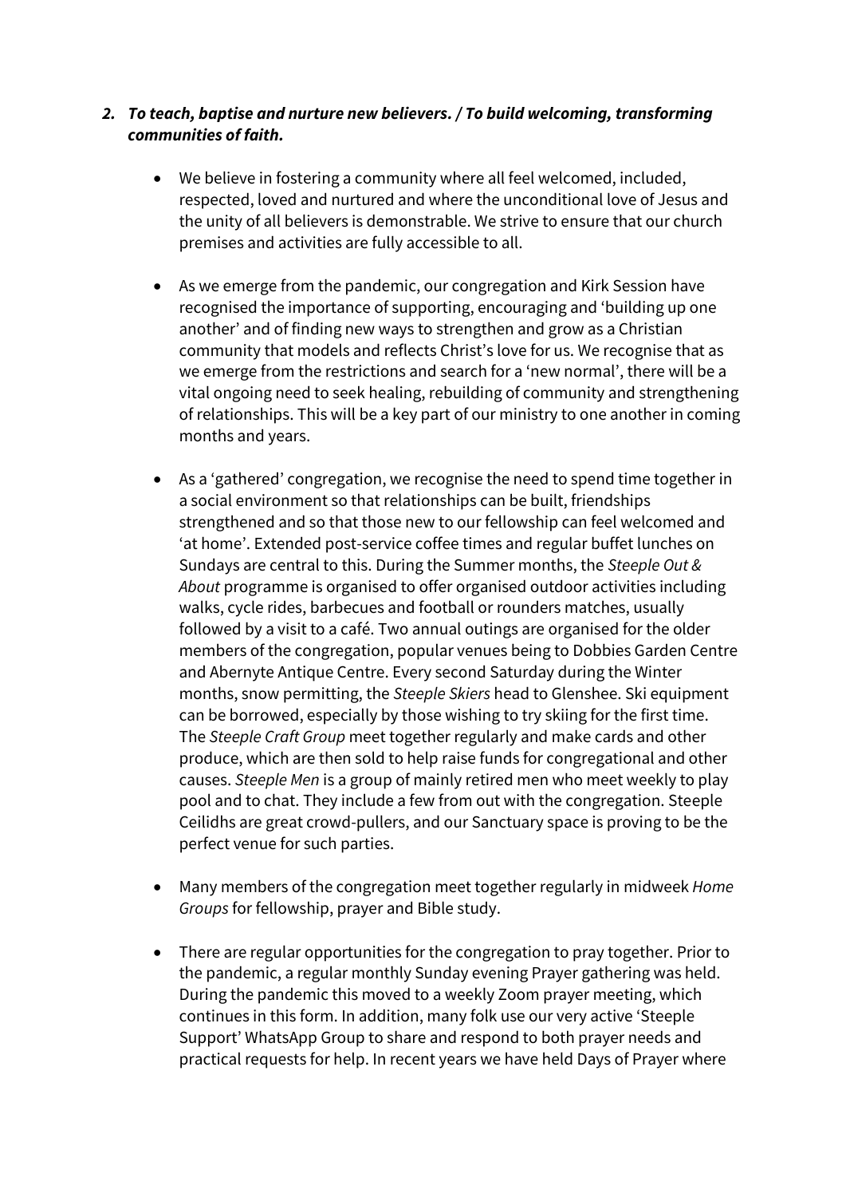2. ***To teach, baptise and nurture new believers. / To build welcoming, transforming communities of faith.***

    - We believe in fostering a community where all feel welcomed, included, respected, loved and nurtured and where the unconditional love of Jesus and the unity of all believers is demonstrable. We strive to ensure that our church premises and activities are fully accessible to all.

    - As we emerge from the pandemic, our congregation and Kirk Session have recognised the importance of supporting, encouraging and 'building up one another' and of finding new ways to strengthen and grow as a Christian community that models and reflects Christ's love for us. We recognise that as we emerge from the restrictions and search for a 'new normal', there will be a vital ongoing need to seek healing, rebuilding of community and strengthening of relationships. This will be a key part of our ministry to one another in coming months and years.

    - As a 'gathered' congregation, we recognise the need to spend time together in a social environment so that relationships can be built, friendships strengthened and so that those new to our fellowship can feel welcomed and 'at home'. Extended post-service coffee times and regular buffet lunches on Sundays are central to this. During the Summer months, the *Steeple Out & About* programme is organised to offer organised outdoor activities including walks, cycle rides, barbecues and football or rounders matches, usually followed by a visit to a café. Two annual outings are organised for the older members of the congregation, popular venues being to Dobbies Garden Centre and Abernyte Antique Centre. Every second Saturday during the Winter months, snow permitting, the *Steeple Skiers* head to Glenshee. Ski equipment can be borrowed, especially by those wishing to try skiing for the first time. The *Steeple Craft Group* meet together regularly and make cards and other produce, which are then sold to help raise funds for congregational and other causes. *Steeple Men* is a group of mainly retired men who meet weekly to play pool and to chat. They include a few from out with the congregation. Steeple Ceilidhs are great crowd-pullers, and our Sanctuary space is proving to be the perfect venue for such parties.

    - Many members of the congregation meet together regularly in midweek *Home Groups* for fellowship, prayer and Bible study.

    - There are regular opportunities for the congregation to pray together. Prior to the pandemic, a regular monthly Sunday evening Prayer gathering was held. During the pandemic this moved to a weekly Zoom prayer meeting, which continues in this form. In addition, many folk use our very active 'Steeple Support' WhatsApp Group to share and respond to both prayer needs and practical requests for help. In recent years we have held Days of Prayer where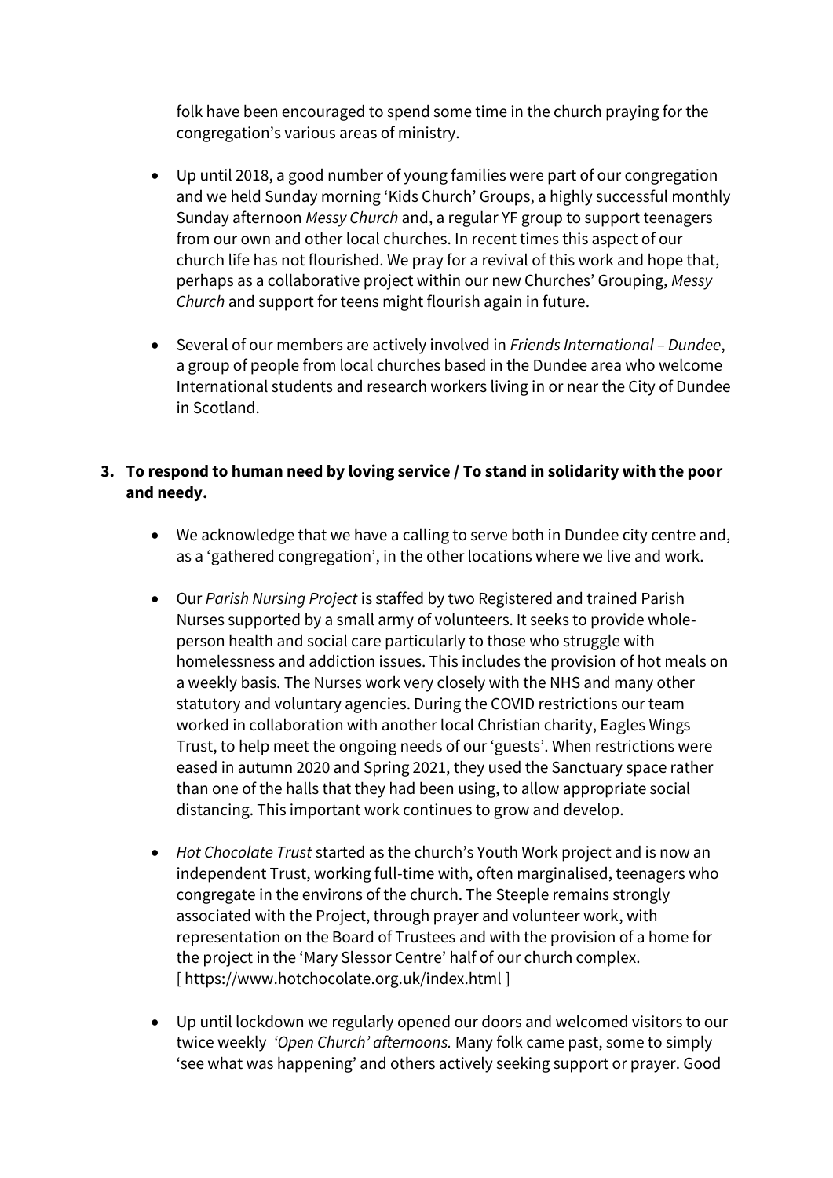folk have been encouraged to spend some time in the church praying for the congregation's various areas of ministry.

- Up until 2018, a good number of young families were part of our congregation and we held Sunday morning 'Kids Church' Groups, a highly successful monthly Sunday afternoon *Messy Church* and, a regular YF group to support teenagers from our own and other local churches. In recent times this aspect of our church life has not flourished. We pray for a revival of this work and hope that, perhaps as a collaborative project within our new Churches' Grouping, *Messy Church* and support for teens might flourish again in future.

- Several of our members are actively involved in *Friends International – Dundee*, a group of people from local churches based in the Dundee area who welcome International students and research workers living in or near the City of Dundee in Scotland.

3. **To respond to human need by loving service / To stand in solidarity with the poor and needy.**

- We acknowledge that we have a calling to serve both in Dundee city centre and, as a 'gathered congregation', in the other locations where we live and work.

- Our *Parish Nursing Project* is staffed by two Registered and trained Parish Nurses supported by a small army of volunteers. It seeks to provide whole-person health and social care particularly to those who struggle with homelessness and addiction issues. This includes the provision of hot meals on a weekly basis. The Nurses work very closely with the NHS and many other statutory and voluntary agencies. During the COVID restrictions our team worked in collaboration with another local Christian charity, Eagles Wings Trust, to help meet the ongoing needs of our 'guests'. When restrictions were eased in autumn 2020 and Spring 2021, they used the Sanctuary space rather than one of the halls that they had been using, to allow appropriate social distancing. This important work continues to grow and develop.

- *Hot Chocolate Trust* started as the church's Youth Work project and is now an independent Trust, working full-time with, often marginalised, teenagers who congregate in the environs of the church. The Steeple remains strongly associated with the Project, through prayer and volunteer work, with representation on the Board of Trustees and with the provision of a home for the project in the 'Mary Slessor Centre' half of our church complex. [ https://www.hotchocolate.org.uk/index.html ]

- Up until lockdown we regularly opened our doors and welcomed visitors to our twice weekly *'Open Church' afternoons.* Many folk came past, some to simply 'see what was happening' and others actively seeking support or prayer. Good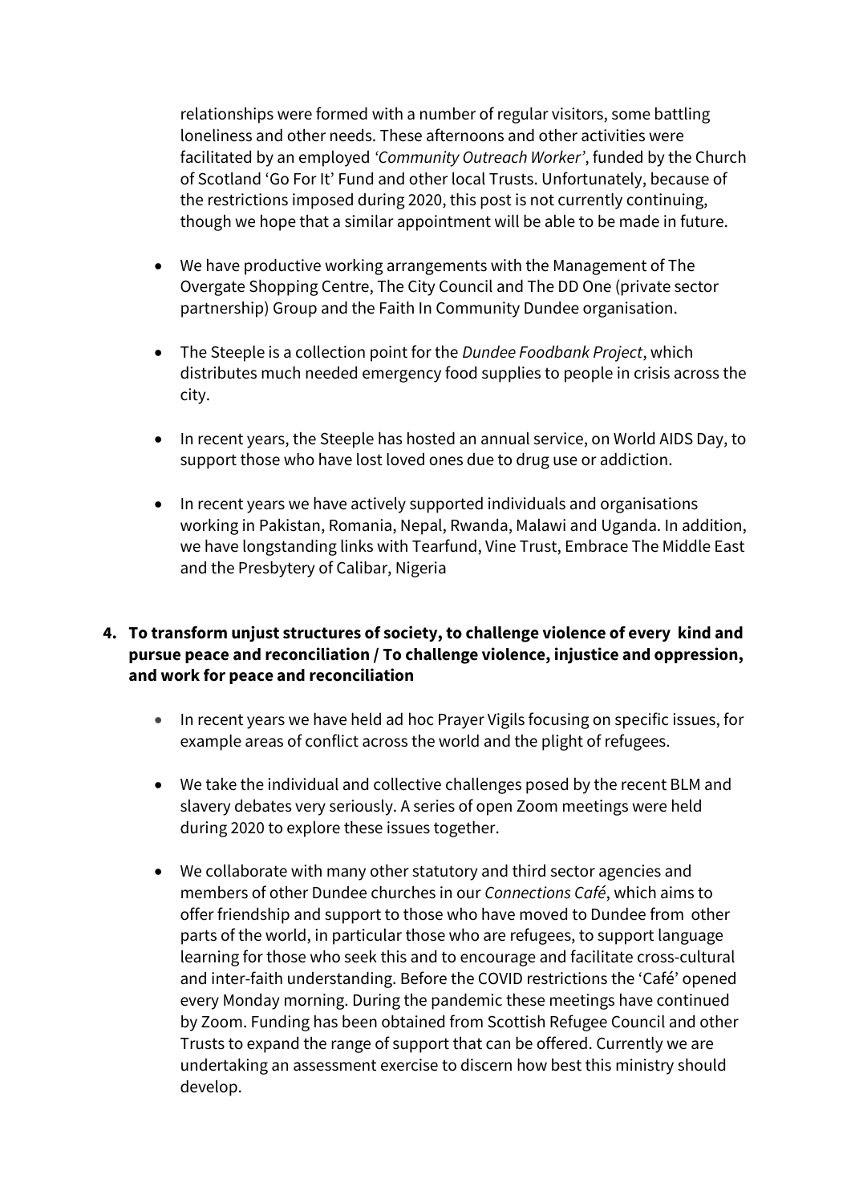relationships were formed with a number of regular visitors, some battling loneliness and other needs. These afternoons and other activities were facilitated by an employed *'Community Outreach Worker'*, funded by the Church of Scotland 'Go For It' Fund and other local Trusts. Unfortunately, because of the restrictions imposed during 2020, this post is not currently continuing, though we hope that a similar appointment will be able to be made in future.

- We have productive working arrangements with the Management of The Overgate Shopping Centre, The City Council and The DD One (private sector partnership) Group and the Faith In Community Dundee organisation.

- The Steeple is a collection point for the *Dundee Foodbank Project*, which distributes much needed emergency food supplies to people in crisis across the city.

- In recent years, the Steeple has hosted an annual service, on World AIDS Day, to support those who have lost loved ones due to drug use or addiction.

- In recent years we have actively supported individuals and organisations working in Pakistan, Romania, Nepal, Rwanda, Malawi and Uganda. In addition, we have longstanding links with Tearfund, Vine Trust, Embrace The Middle East and the Presbytery of Calibar, Nigeria

**4. To transform unjust structures of society, to challenge violence of every kind and pursue peace and reconciliation / To challenge violence, injustice and oppression, and work for peace and reconciliation**

- In recent years we have held ad hoc Prayer Vigils focusing on specific issues, for example areas of conflict across the world and the plight of refugees.

- We take the individual and collective challenges posed by the recent BLM and slavery debates very seriously. A series of open Zoom meetings were held during 2020 to explore these issues together.

- We collaborate with many other statutory and third sector agencies and members of other Dundee churches in our *Connections Café*, which aims to offer friendship and support to those who have moved to Dundee from other parts of the world, in particular those who are refugees, to support language learning for those who seek this and to encourage and facilitate cross-cultural and inter-faith understanding. Before the COVID restrictions the 'Café' opened every Monday morning. During the pandemic these meetings have continued by Zoom. Funding has been obtained from Scottish Refugee Council and other Trusts to expand the range of support that can be offered. Currently we are undertaking an assessment exercise to discern how best this ministry should develop.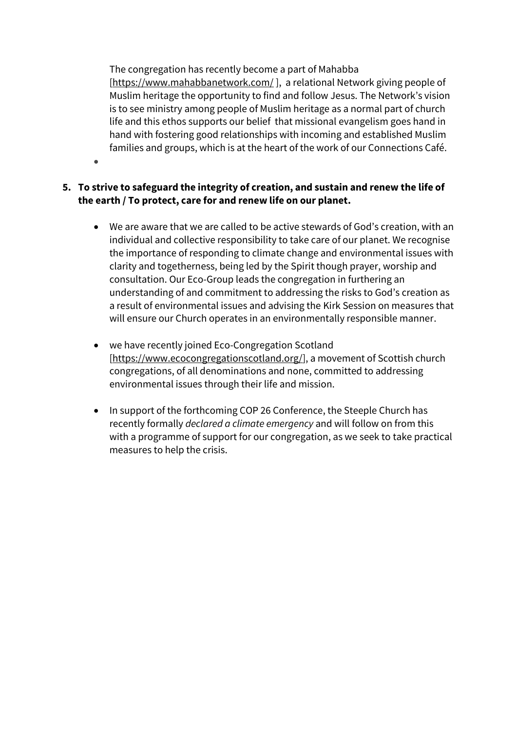The congregation has recently become a part of Mahabba [https://www.mahabbanetwork.com/ ], a relational Network giving people of Muslim heritage the opportunity to find and follow Jesus. The Network's vision is to see ministry among people of Muslim heritage as a normal part of church life and this ethos supports our belief that missional evangelism goes hand in hand with fostering good relationships with incoming and established Muslim families and groups, which is at the heart of the work of our Connections Café.

5. **To strive to safeguard the integrity of creation, and sustain and renew the life of the earth / To protect, care for and renew life on our planet.**

   - We are aware that we are called to be active stewards of God's creation, with an individual and collective responsibility to take care of our planet. We recognise the importance of responding to climate change and environmental issues with clarity and togetherness, being led by the Spirit though prayer, worship and consultation. Our Eco-Group leads the congregation in furthering an understanding of and commitment to addressing the risks to God's creation as a result of environmental issues and advising the Kirk Session on measures that will ensure our Church operates in an environmentally responsible manner.

   - we have recently joined Eco-Congregation Scotland [https://www.ecocongregationscotland.org/], a movement of Scottish church congregations, of all denominations and none, committed to addressing environmental issues through their life and mission.

   - In support of the forthcoming COP 26 Conference, the Steeple Church has recently formally *declared a climate emergency* and will follow on from this with a programme of support for our congregation, as we seek to take practical measures to help the crisis.